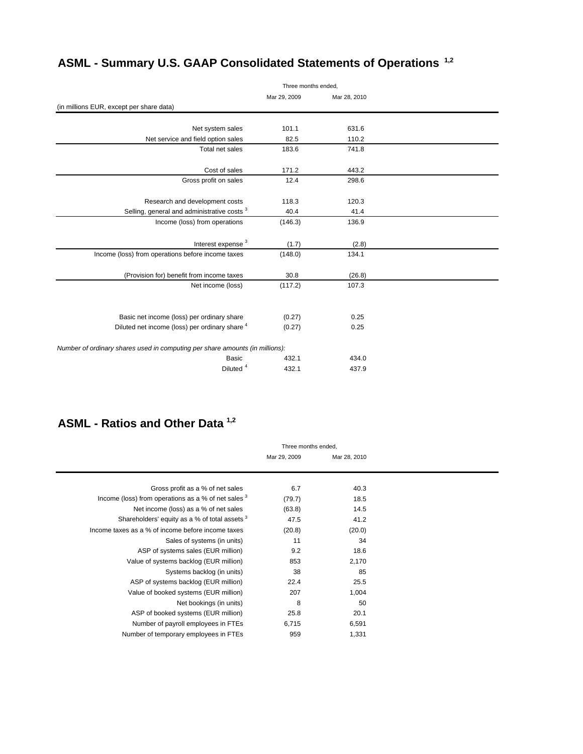# ASML - Summary U.S. GAAP Consolidated Statements of Operations [1,2]

| (in millions EUR, except per share data) | Three months ended, Mar 29, 2009 | Mar 28, 2010 |
|---|---|---|
| Net system sales | 101.1 | 631.6 |
| Net service and field option sales | 82.5 | 110.2 |
| Total net sales | 183.6 | 741.8 |
| Cost of sales | 171.2 | 443.2 |
| Gross profit on sales | 12.4 | 298.6 |
| Research and development costs | 118.3 | 120.3 |
| Selling, general and administrative costs [3] | 40.4 | 41.4 |
| Income (loss) from operations | (146.3) | 136.9 |
| Interest expense [3] | (1.7) | (2.8) |
| Income (loss) from operations before income taxes | (148.0) | 134.1 |
| (Provision for) benefit from income taxes | 30.8 | (26.8) |
| Net income (loss) | (117.2) | 107.3 |
| Basic net income (loss) per ordinary share | (0.27) | 0.25 |
| Diluted net income (loss) per ordinary share [4] | (0.27) | 0.25 |
| *Number of ordinary shares used in computing per share amounts (in millions):* | | |
| Basic | 432.1 | 434.0 |
| Diluted [4] | 432.1 | 437.9 |

# ASML - Ratios and Other Data [1,2]

| | Three months ended, Mar 29, 2009 | Mar 28, 2010 |
|---|---|---|
| Gross profit as a % of net sales | 6.7 | 40.3 |
| Income (loss) from operations as a % of net sales [3] | (79.7) | 18.5 |
| Net income (loss) as a % of net sales | (63.8) | 14.5 |
| Shareholders' equity as a % of total assets [3] | 47.5 | 41.2 |
| Income taxes as a % of income before income taxes | (20.8) | (20.0) |
| Sales of systems (in units) | 11 | 34 |
| ASP of systems sales (EUR million) | 9.2 | 18.6 |
| Value of systems backlog (EUR million) | 853 | 2,170 |
| Systems backlog (in units) | 38 | 85 |
| ASP of systems backlog (EUR million) | 22.4 | 25.5 |
| Value of booked systems (EUR million) | 207 | 1,004 |
| Net bookings (in units) | 8 | 50 |
| ASP of booked systems (EUR million) | 25.8 | 20.1 |
| Number of payroll employees in FTEs | 6,715 | 6,591 |
| Number of temporary employees in FTEs | 959 | 1,331 |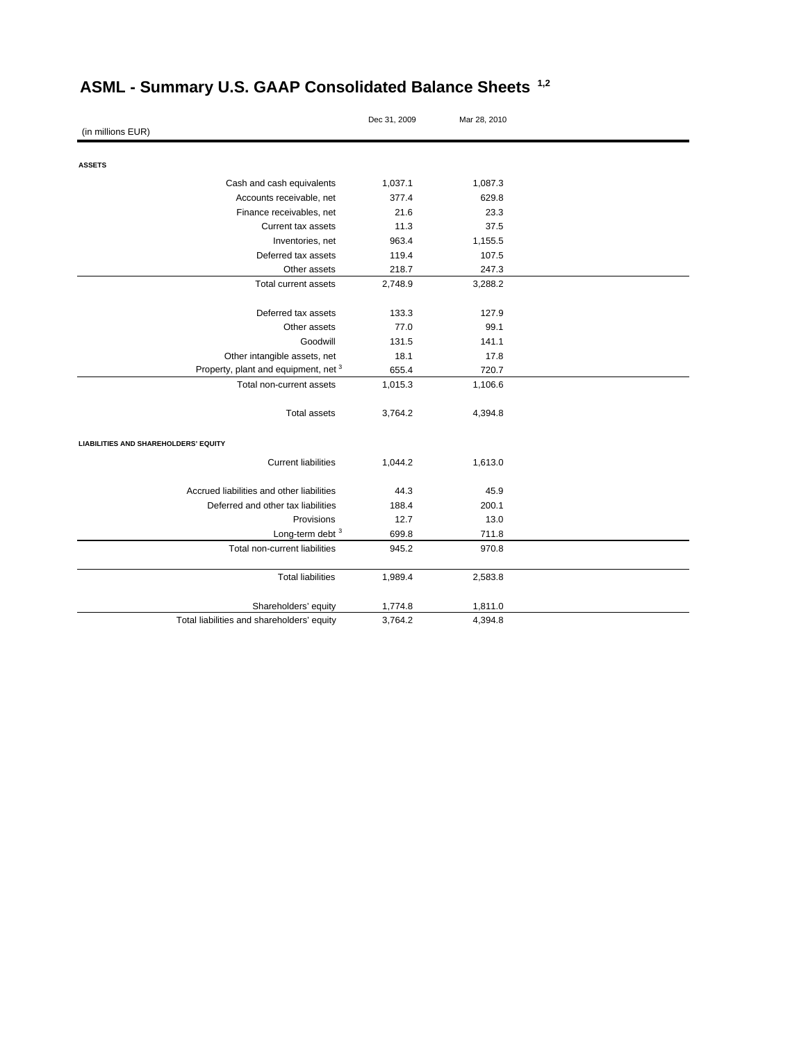# ASML - Summary U.S. GAAP Consolidated Balance Sheets [1,2]

| (in millions EUR) | Dec 31, 2009 | Mar 28, 2010 |
|---|---|---|
| **ASSETS** | | |
| Cash and cash equivalents | 1,037.1 | 1,087.3 |
| Accounts receivable, net | 377.4 | 629.8 |
| Finance receivables, net | 21.6 | 23.3 |
| Current tax assets | 11.3 | 37.5 |
| Inventories, net | 963.4 | 1,155.5 |
| Deferred tax assets | 119.4 | 107.5 |
| Other assets | 218.7 | 247.3 |
| Total current assets | 2,748.9 | 3,288.2 |
| | | |
| Deferred tax assets | 133.3 | 127.9 |
| Other assets | 77.0 | 99.1 |
| Goodwill | 131.5 | 141.1 |
| Other intangible assets, net | 18.1 | 17.8 |
| Property, plant and equipment, net [3] | 655.4 | 720.7 |
| Total non-current assets | 1,015.3 | 1,106.6 |
| | | |
| Total assets | 3,764.2 | 4,394.8 |
| | | |
| **LIABILITIES AND SHAREHOLDERS' EQUITY** | | |
| Current liabilities | 1,044.2 | 1,613.0 |
| | | |
| Accrued liabilities and other liabilities | 44.3 | 45.9 |
| Deferred and other tax liabilities | 188.4 | 200.1 |
| Provisions | 12.7 | 13.0 |
| Long-term debt [3] | 699.8 | 711.8 |
| Total non-current liabilities | 945.2 | 970.8 |
| | | |
| Total liabilities | 1,989.4 | 2,583.8 |
| | | |
| Shareholders' equity | 1,774.8 | 1,811.0 |
| Total liabilities and shareholders' equity | 3,764.2 | 4,394.8 |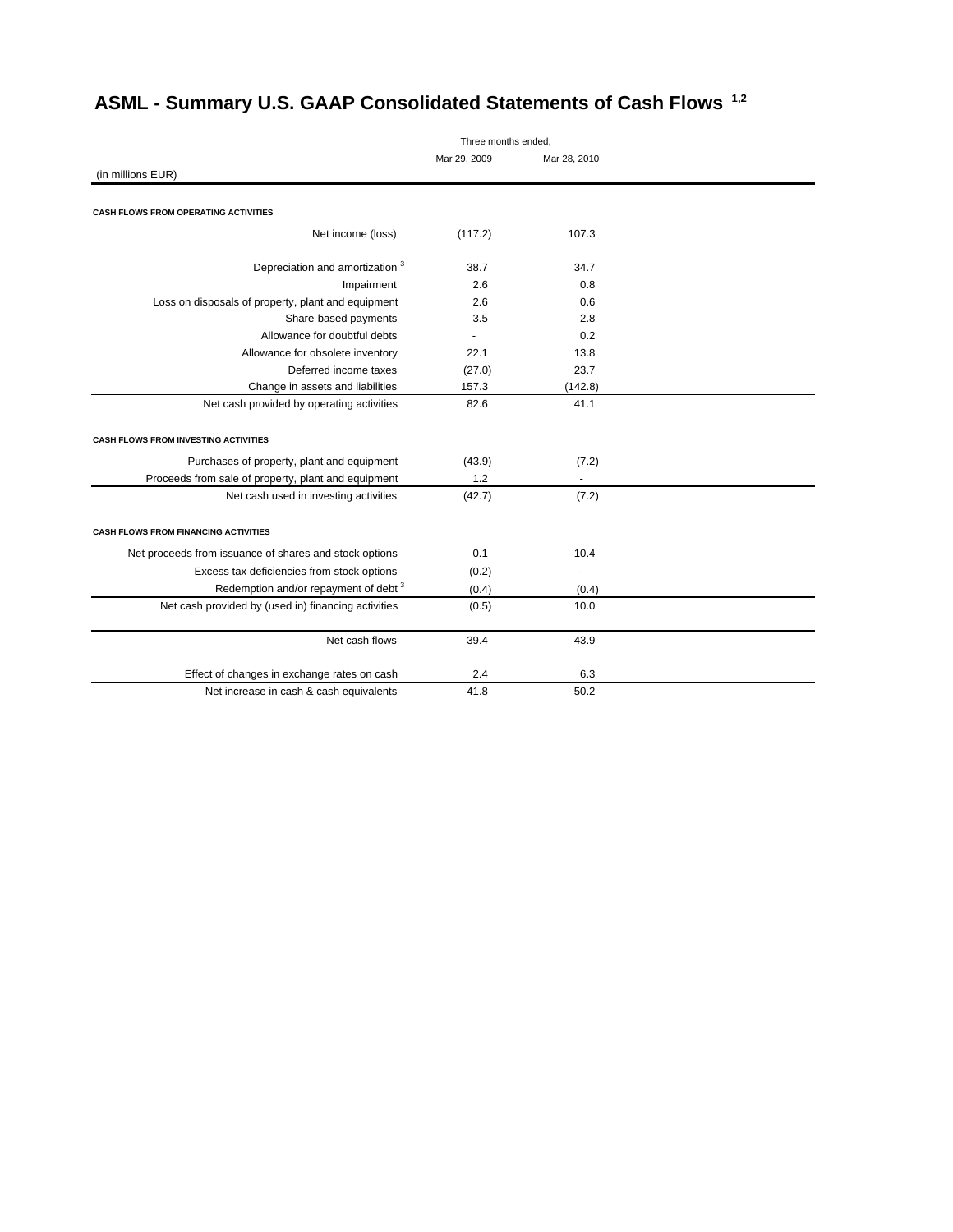# ASML - Summary U.S. GAAP Consolidated Statements of Cash Flows [1,2]

| (in millions EUR) | Three months ended, Mar 29, 2009 | Mar 28, 2010 |
|---|---|---|
| **CASH FLOWS FROM OPERATING ACTIVITIES** | | |
| Net income (loss) | (117.2) | 107.3 |
| Depreciation and amortization [3] | 38.7 | 34.7 |
| Impairment | 2.6 | 0.8 |
| Loss on disposals of property, plant and equipment | 2.6 | 0.6 |
| Share-based payments | 3.5 | 2.8 |
| Allowance for doubtful debts | - | 0.2 |
| Allowance for obsolete inventory | 22.1 | 13.8 |
| Deferred income taxes | (27.0) | 23.7 |
| Change in assets and liabilities | 157.3 | (142.8) |
| Net cash provided by operating activities | 82.6 | 41.1 |
| **CASH FLOWS FROM INVESTING ACTIVITIES** | | |
| Purchases of property, plant and equipment | (43.9) | (7.2) |
| Proceeds from sale of property, plant and equipment | 1.2 | - |
| Net cash used in investing activities | (42.7) | (7.2) |
| **CASH FLOWS FROM FINANCING ACTIVITIES** | | |
| Net proceeds from issuance of shares and stock options | 0.1 | 10.4 |
| Excess tax deficiencies from stock options | (0.2) | - |
| Redemption and/or repayment of debt [3] | (0.4) | (0.4) |
| Net cash provided by (used in) financing activities | (0.5) | 10.0 |
| Net cash flows | 39.4 | 43.9 |
| Effect of changes in exchange rates on cash | 2.4 | 6.3 |
| Net increase in cash & cash equivalents | 41.8 | 50.2 |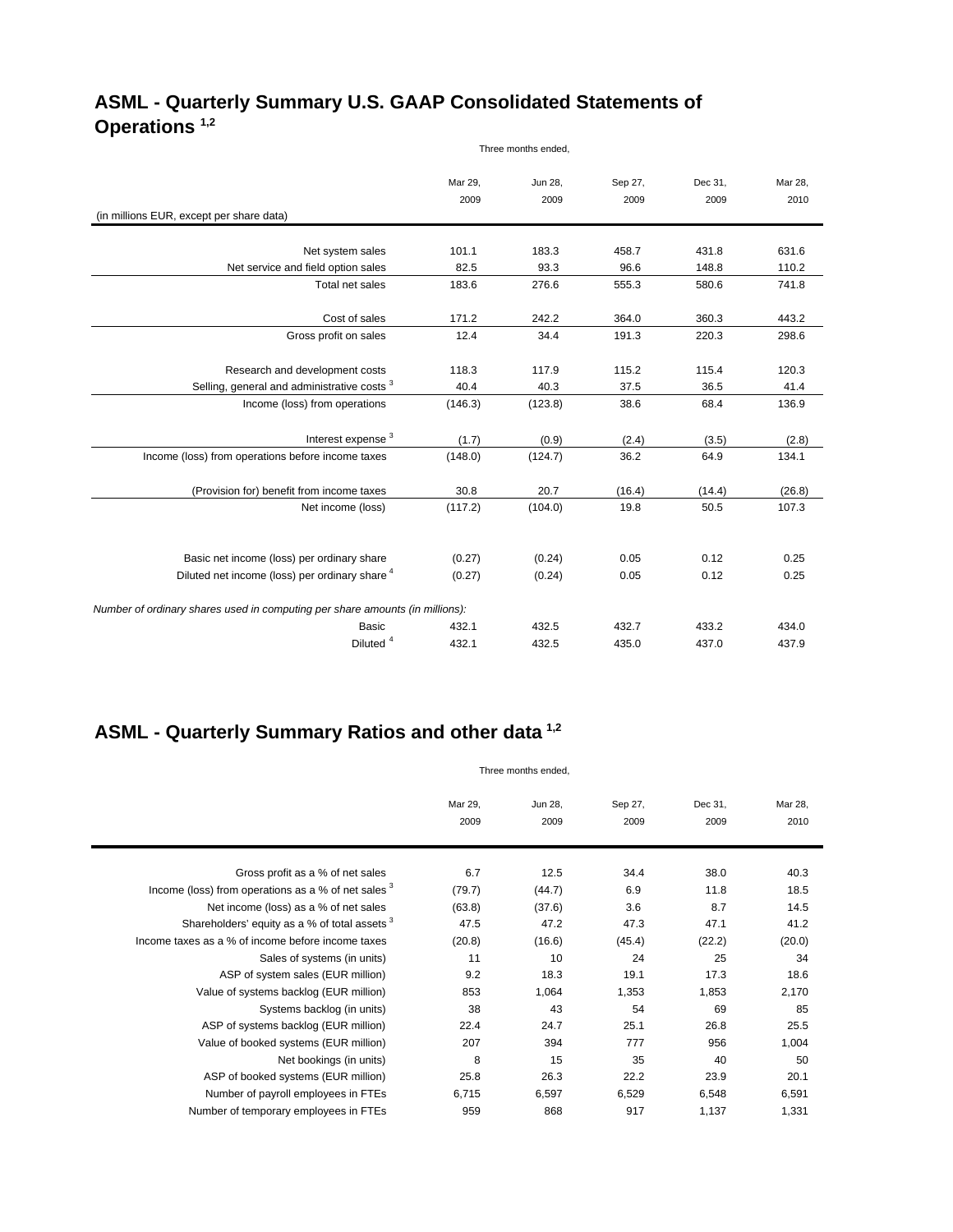## ASML - Quarterly Summary U.S. GAAP Consolidated Statements of Operations [1,2]

| (in millions EUR, except per share data) | Three months ended, Mar 29, 2009 | Jun 28, 2009 | Sep 27, 2009 | Dec 31, 2009 | Mar 28, 2010 |
|---|---|---|---|---|---|
| Net system sales | 101.1 | 183.3 | 458.7 | 431.8 | 631.6 |
| Net service and field option sales | 82.5 | 93.3 | 96.6 | 148.8 | 110.2 |
| Total net sales | 183.6 | 276.6 | 555.3 | 580.6 | 741.8 |
| Cost of sales | 171.2 | 242.2 | 364.0 | 360.3 | 443.2 |
| Gross profit on sales | 12.4 | 34.4 | 191.3 | 220.3 | 298.6 |
| Research and development costs | 118.3 | 117.9 | 115.2 | 115.4 | 120.3 |
| Selling, general and administrative costs [3] | 40.4 | 40.3 | 37.5 | 36.5 | 41.4 |
| Income (loss) from operations | (146.3) | (123.8) | 38.6 | 68.4 | 136.9 |
| Interest expense [3] | (1.7) | (0.9) | (2.4) | (3.5) | (2.8) |
| Income (loss) from operations before income taxes | (148.0) | (124.7) | 36.2 | 64.9 | 134.1 |
| (Provision for) benefit from income taxes | 30.8 | 20.7 | (16.4) | (14.4) | (26.8) |
| Net income (loss) | (117.2) | (104.0) | 19.8 | 50.5 | 107.3 |
| Basic net income (loss) per ordinary share | (0.27) | (0.24) | 0.05 | 0.12 | 0.25 |
| Diluted net income (loss) per ordinary share [4] | (0.27) | (0.24) | 0.05 | 0.12 | 0.25 |
| *Number of ordinary shares used in computing per share amounts (in millions):* | | | | | |
| Basic | 432.1 | 432.5 | 432.7 | 433.2 | 434.0 |
| Diluted [4] | 432.1 | 432.5 | 435.0 | 437.0 | 437.9 |

## ASML - Quarterly Summary Ratios and other data [1,2]

| | Three months ended, Mar 29, 2009 | Jun 28, 2009 | Sep 27, 2009 | Dec 31, 2009 | Mar 28, 2010 |
|---|---|---|---|---|---|
| Gross profit as a % of net sales | 6.7 | 12.5 | 34.4 | 38.0 | 40.3 |
| Income (loss) from operations as a % of net sales [3] | (79.7) | (44.7) | 6.9 | 11.8 | 18.5 |
| Net income (loss) as a % of net sales | (63.8) | (37.6) | 3.6 | 8.7 | 14.5 |
| Shareholders' equity as a % of total assets [3] | 47.5 | 47.2 | 47.3 | 47.1 | 41.2 |
| Income taxes as a % of income before income taxes | (20.8) | (16.6) | (45.4) | (22.2) | (20.0) |
| Sales of systems (in units) | 11 | 10 | 24 | 25 | 34 |
| ASP of system sales (EUR million) | 9.2 | 18.3 | 19.1 | 17.3 | 18.6 |
| Value of systems backlog (EUR million) | 853 | 1,064 | 1,353 | 1,853 | 2,170 |
| Systems backlog (in units) | 38 | 43 | 54 | 69 | 85 |
| ASP of systems backlog (EUR million) | 22.4 | 24.7 | 25.1 | 26.8 | 25.5 |
| Value of booked systems (EUR million) | 207 | 394 | 777 | 956 | 1,004 |
| Net bookings (in units) | 8 | 15 | 35 | 40 | 50 |
| ASP of booked systems (EUR million) | 25.8 | 26.3 | 22.2 | 23.9 | 20.1 |
| Number of payroll employees in FTEs | 6,715 | 6,597 | 6,529 | 6,548 | 6,591 |
| Number of temporary employees in FTEs | 959 | 868 | 917 | 1,137 | 1,331 |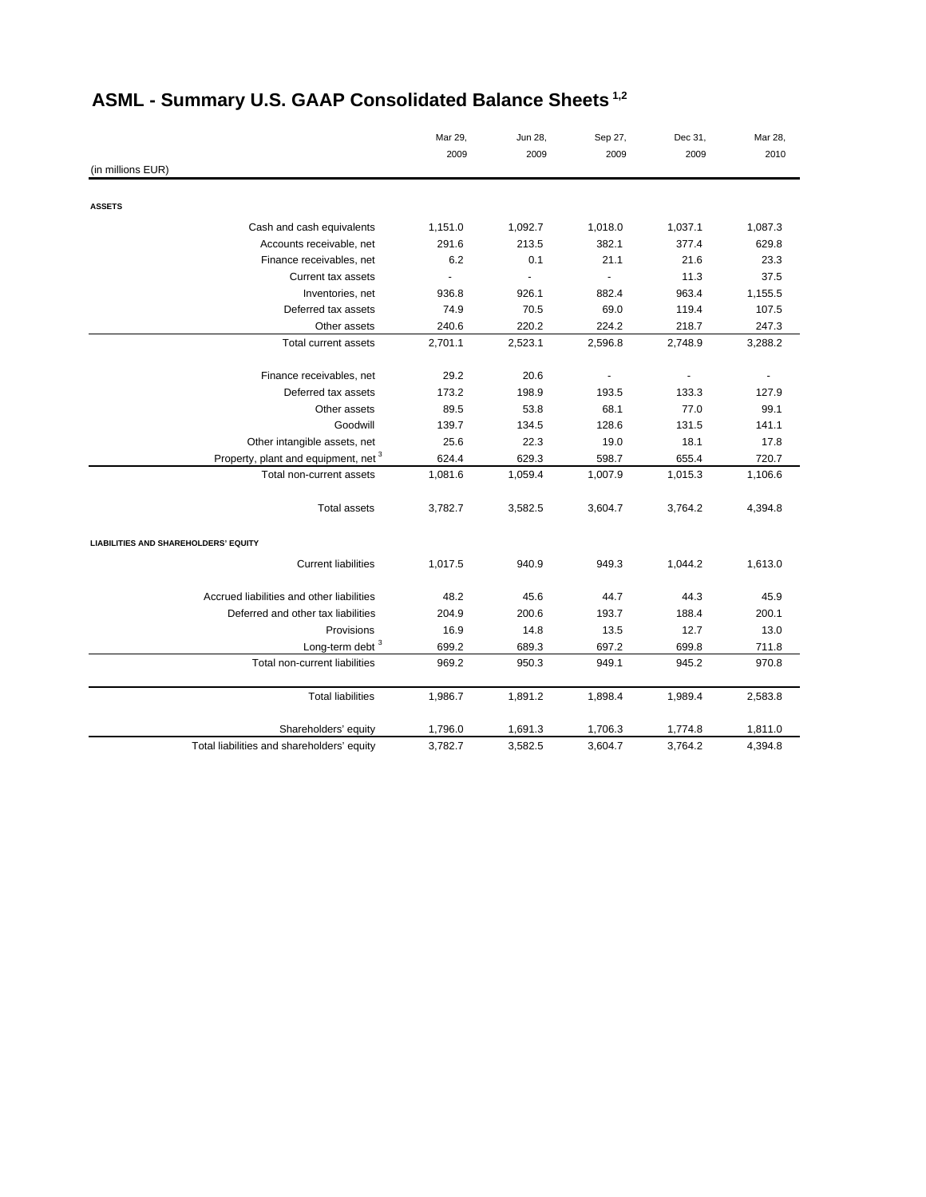# ASML - Summary U.S. GAAP Consolidated Balance Sheets [1,2]

| (in millions EUR) | Mar 29, 2009 | Jun 28, 2009 | Sep 27, 2009 | Dec 31, 2009 | Mar 28, 2010 |
|---|---|---|---|---|---|
| **ASSETS** | | | | | |
| Cash and cash equivalents | 1,151.0 | 1,092.7 | 1,018.0 | 1,037.1 | 1,087.3 |
| Accounts receivable, net | 291.6 | 213.5 | 382.1 | 377.4 | 629.8 |
| Finance receivables, net | 6.2 | 0.1 | 21.1 | 21.6 | 23.3 |
| Current tax assets | - | - | - | 11.3 | 37.5 |
| Inventories, net | 936.8 | 926.1 | 882.4 | 963.4 | 1,155.5 |
| Deferred tax assets | 74.9 | 70.5 | 69.0 | 119.4 | 107.5 |
| Other assets | 240.6 | 220.2 | 224.2 | 218.7 | 247.3 |
| Total current assets | 2,701.1 | 2,523.1 | 2,596.8 | 2,748.9 | 3,288.2 |
| Finance receivables, net | 29.2 | 20.6 | - | - | - |
| Deferred tax assets | 173.2 | 198.9 | 193.5 | 133.3 | 127.9 |
| Other assets | 89.5 | 53.8 | 68.1 | 77.0 | 99.1 |
| Goodwill | 139.7 | 134.5 | 128.6 | 131.5 | 141.1 |
| Other intangible assets, net | 25.6 | 22.3 | 19.0 | 18.1 | 17.8 |
| Property, plant and equipment, net [3] | 624.4 | 629.3 | 598.7 | 655.4 | 720.7 |
| Total non-current assets | 1,081.6 | 1,059.4 | 1,007.9 | 1,015.3 | 1,106.6 |
| Total assets | 3,782.7 | 3,582.5 | 3,604.7 | 3,764.2 | 4,394.8 |
| **LIABILITIES AND SHAREHOLDERS' EQUITY** | | | | | |
| Current liabilities | 1,017.5 | 940.9 | 949.3 | 1,044.2 | 1,613.0 |
| Accrued liabilities and other liabilities | 48.2 | 45.6 | 44.7 | 44.3 | 45.9 |
| Deferred and other tax liabilities | 204.9 | 200.6 | 193.7 | 188.4 | 200.1 |
| Provisions | 16.9 | 14.8 | 13.5 | 12.7 | 13.0 |
| Long-term debt [3] | 699.2 | 689.3 | 697.2 | 699.8 | 711.8 |
| Total non-current liabilities | 969.2 | 950.3 | 949.1 | 945.2 | 970.8 |
| Total liabilities | 1,986.7 | 1,891.2 | 1,898.4 | 1,989.4 | 2,583.8 |
| Shareholders' equity | 1,796.0 | 1,691.3 | 1,706.3 | 1,774.8 | 1,811.0 |
| Total liabilities and shareholders' equity | 3,782.7 | 3,582.5 | 3,604.7 | 3,764.2 | 4,394.8 |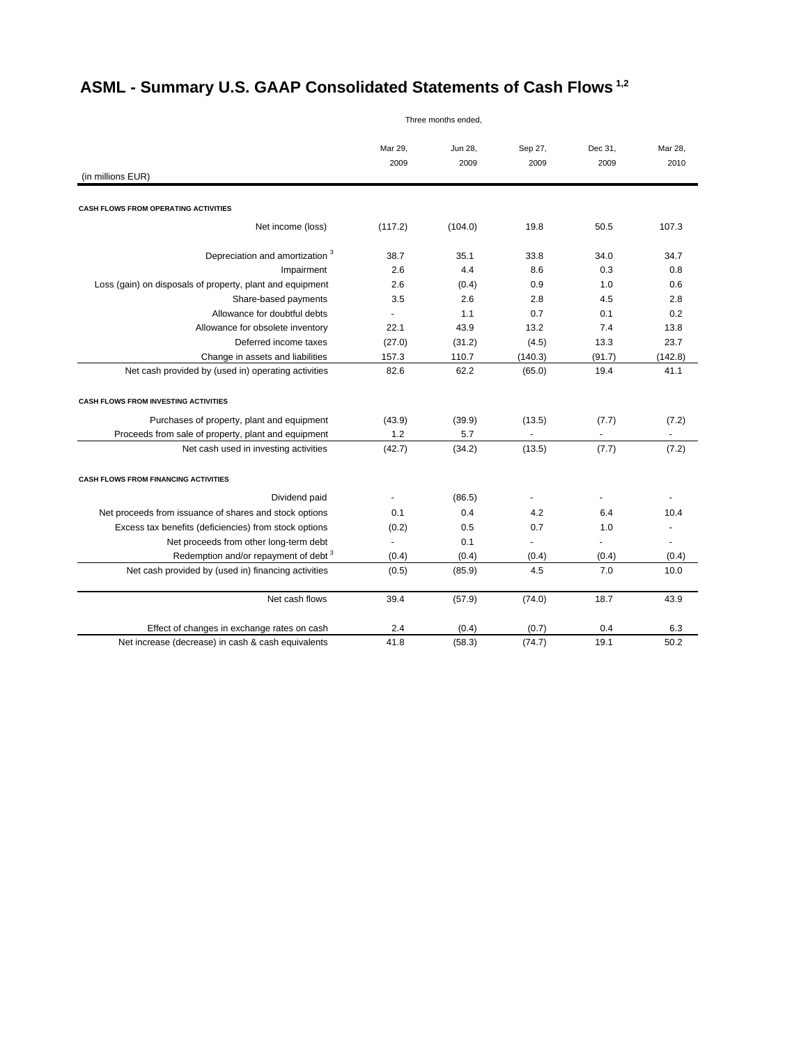# ASML - Summary U.S. GAAP Consolidated Statements of Cash Flows [1,2]

| (in millions EUR) | Three months ended, Mar 29, 2009 | Jun 28, 2009 | Sep 27, 2009 | Dec 31, 2009 | Mar 28, 2010 |
|---|---|---|---|---|---|
| **CASH FLOWS FROM OPERATING ACTIVITIES** | | | | | |
| Net income (loss) | (117.2) | (104.0) | 19.8 | 50.5 | 107.3 |
| Depreciation and amortization [3] | 38.7 | 35.1 | 33.8 | 34.0 | 34.7 |
| Impairment | 2.6 | 4.4 | 8.6 | 0.3 | 0.8 |
| Loss (gain) on disposals of property, plant and equipment | 2.6 | (0.4) | 0.9 | 1.0 | 0.6 |
| Share-based payments | 3.5 | 2.6 | 2.8 | 4.5 | 2.8 |
| Allowance for doubtful debts | - | 1.1 | 0.7 | 0.1 | 0.2 |
| Allowance for obsolete inventory | 22.1 | 43.9 | 13.2 | 7.4 | 13.8 |
| Deferred income taxes | (27.0) | (31.2) | (4.5) | 13.3 | 23.7 |
| Change in assets and liabilities | 157.3 | 110.7 | (140.3) | (91.7) | (142.8) |
| Net cash provided by (used in) operating activities | 82.6 | 62.2 | (65.0) | 19.4 | 41.1 |
| **CASH FLOWS FROM INVESTING ACTIVITIES** | | | | | |
| Purchases of property, plant and equipment | (43.9) | (39.9) | (13.5) | (7.7) | (7.2) |
| Proceeds from sale of property, plant and equipment | 1.2 | 5.7 | - | - | - |
| Net cash used in investing activities | (42.7) | (34.2) | (13.5) | (7.7) | (7.2) |
| **CASH FLOWS FROM FINANCING ACTIVITIES** | | | | | |
| Dividend paid | - | (86.5) | - | - | - |
| Net proceeds from issuance of shares and stock options | 0.1 | 0.4 | 4.2 | 6.4 | 10.4 |
| Excess tax benefits (deficiencies) from stock options | (0.2) | 0.5 | 0.7 | 1.0 | - |
| Net proceeds from other long-term debt | - | 0.1 | - | - | - |
| Redemption and/or repayment of debt [3] | (0.4) | (0.4) | (0.4) | (0.4) | (0.4) |
| Net cash provided by (used in) financing activities | (0.5) | (85.9) | 4.5 | 7.0 | 10.0 |
| Net cash flows | 39.4 | (57.9) | (74.0) | 18.7 | 43.9 |
| Effect of changes in exchange rates on cash | 2.4 | (0.4) | (0.7) | 0.4 | 6.3 |
| Net increase (decrease) in cash & cash equivalents | 41.8 | (58.3) | (74.7) | 19.1 | 50.2 |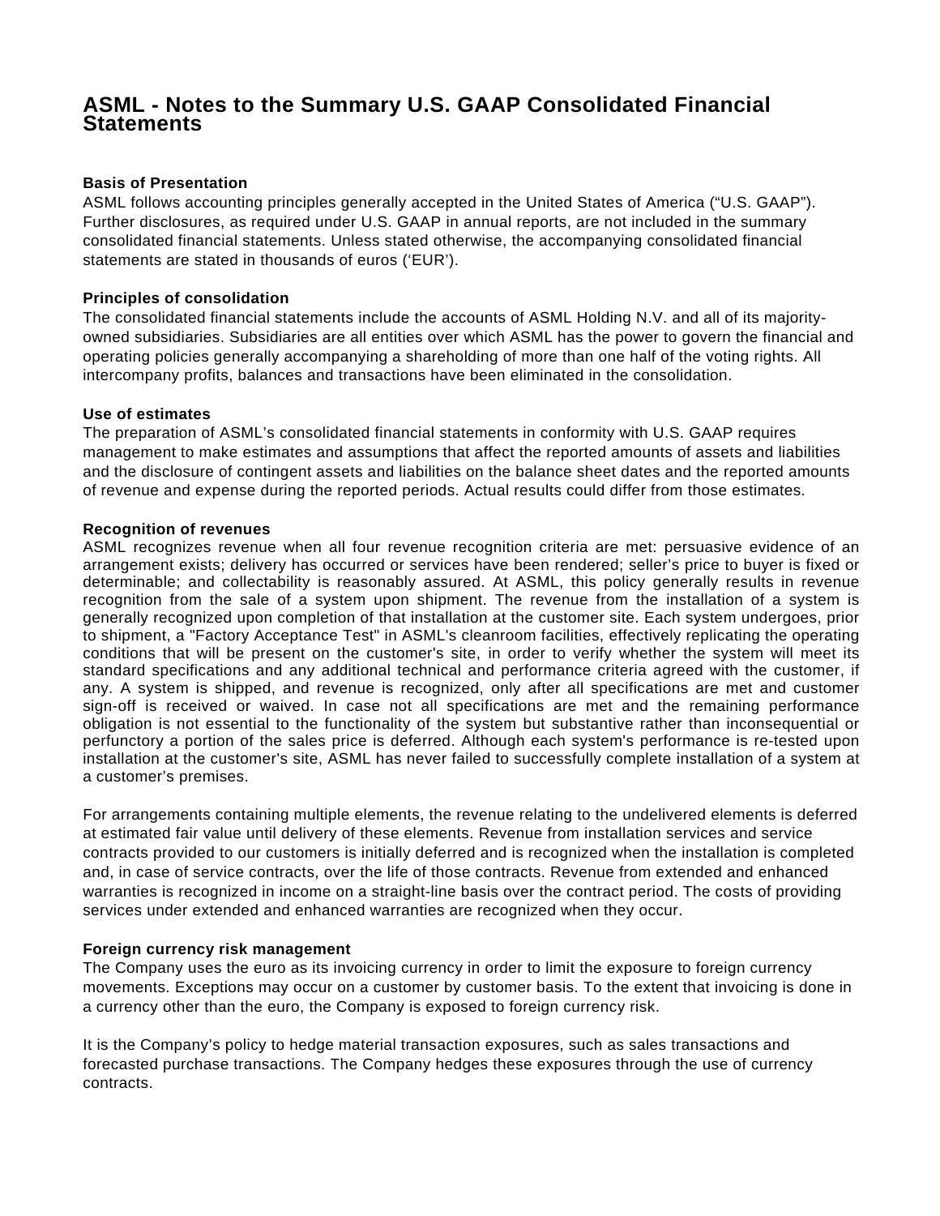# ASML - Notes to the Summary U.S. GAAP Consolidated Financial Statements

**Basis of Presentation**
ASML follows accounting principles generally accepted in the United States of America ("U.S. GAAP"). Further disclosures, as required under U.S. GAAP in annual reports, are not included in the summary consolidated financial statements. Unless stated otherwise, the accompanying consolidated financial statements are stated in thousands of euros ('EUR').

**Principles of consolidation**
The consolidated financial statements include the accounts of ASML Holding N.V. and all of its majority-owned subsidiaries. Subsidiaries are all entities over which ASML has the power to govern the financial and operating policies generally accompanying a shareholding of more than one half of the voting rights. All intercompany profits, balances and transactions have been eliminated in the consolidation.

**Use of estimates**
The preparation of ASML's consolidated financial statements in conformity with U.S. GAAP requires management to make estimates and assumptions that affect the reported amounts of assets and liabilities and the disclosure of contingent assets and liabilities on the balance sheet dates and the reported amounts of revenue and expense during the reported periods. Actual results could differ from those estimates.

**Recognition of revenues**
ASML recognizes revenue when all four revenue recognition criteria are met: persuasive evidence of an arrangement exists; delivery has occurred or services have been rendered; seller's price to buyer is fixed or determinable; and collectability is reasonably assured. At ASML, this policy generally results in revenue recognition from the sale of a system upon shipment. The revenue from the installation of a system is generally recognized upon completion of that installation at the customer site. Each system undergoes, prior to shipment, a "Factory Acceptance Test" in ASML's cleanroom facilities, effectively replicating the operating conditions that will be present on the customer's site, in order to verify whether the system will meet its standard specifications and any additional technical and performance criteria agreed with the customer, if any. A system is shipped, and revenue is recognized, only after all specifications are met and customer sign-off is received or waived. In case not all specifications are met and the remaining performance obligation is not essential to the functionality of the system but substantive rather than inconsequential or perfunctory a portion of the sales price is deferred. Although each system's performance is re-tested upon installation at the customer's site, ASML has never failed to successfully complete installation of a system at a customer's premises.

For arrangements containing multiple elements, the revenue relating to the undelivered elements is deferred at estimated fair value until delivery of these elements. Revenue from installation services and service contracts provided to our customers is initially deferred and is recognized when the installation is completed and, in case of service contracts, over the life of those contracts. Revenue from extended and enhanced warranties is recognized in income on a straight-line basis over the contract period. The costs of providing services under extended and enhanced warranties are recognized when they occur.

**Foreign currency risk management**
The Company uses the euro as its invoicing currency in order to limit the exposure to foreign currency movements. Exceptions may occur on a customer by customer basis. To the extent that invoicing is done in a currency other than the euro, the Company is exposed to foreign currency risk.

It is the Company's policy to hedge material transaction exposures, such as sales transactions and forecasted purchase transactions. The Company hedges these exposures through the use of currency contracts.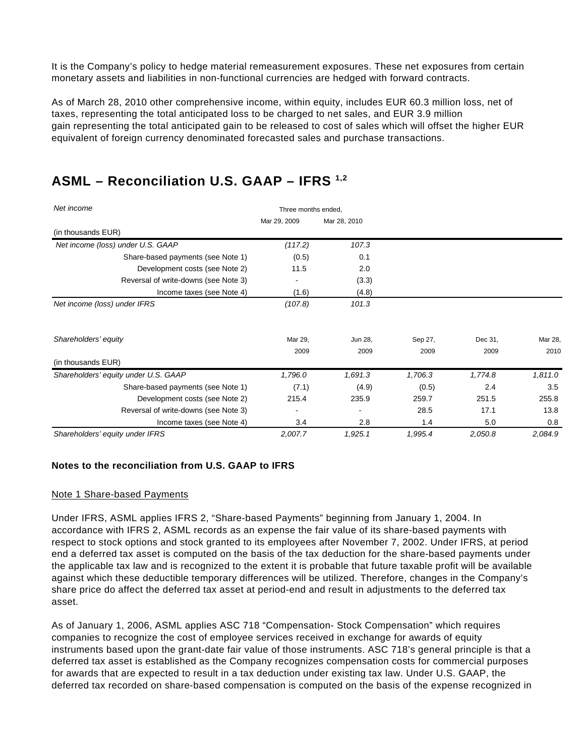It is the Company's policy to hedge material remeasurement exposures. These net exposures from certain monetary assets and liabilities in non-functional currencies are hedged with forward contracts.

As of March 28, 2010 other comprehensive income, within equity, includes EUR 60.3 million loss, net of taxes, representing the total anticipated loss to be charged to net sales, and EUR 3.9 million gain representing the total anticipated gain to be released to cost of sales which will offset the higher EUR equivalent of foreign currency denominated forecasted sales and purchase transactions.

# ASML – Reconciliation U.S. GAAP – IFRS [1,2]

| *Net income* | Three months ended, | |
|---|---|---|
| | Mar 29, 2009 | Mar 28, 2010 |
| (in thousands EUR) | | |
| *Net income (loss) under U.S. GAAP* | *(117.2)* | *107.3* |
| Share-based payments (see Note 1) | (0.5) | 0.1 |
| Development costs (see Note 2) | 11.5 | 2.0 |
| Reversal of write-downs (see Note 3) | - | (3.3) |
| Income taxes (see Note 4) | (1.6) | (4.8) |
| *Net income (loss) under IFRS* | *(107.8)* | *101.3* |

| *Shareholders' equity* | Mar 29, 2009 | Jun 28, 2009 | Sep 27, 2009 | Dec 31, 2009 | Mar 28, 2010 |
|---|---|---|---|---|---|
| (in thousands EUR) | | | | | |
| *Shareholders' equity under U.S. GAAP* | *1,796.0* | *1,691.3* | *1,706.3* | *1,774.8* | *1,811.0* |
| Share-based payments (see Note 1) | (7.1) | (4.9) | (0.5) | 2.4 | 3.5 |
| Development costs (see Note 2) | 215.4 | 235.9 | 259.7 | 251.5 | 255.8 |
| Reversal of write-downs (see Note 3) | - | - | 28.5 | 17.1 | 13.8 |
| Income taxes (see Note 4) | 3.4 | 2.8 | 1.4 | 5.0 | 0.8 |
| *Shareholders' equity under IFRS* | *2,007.7* | *1,925.1* | *1,995.4* | *2,050.8* | *2,084.9* |

**Notes to the reconciliation from U.S. GAAP to IFRS**

Note 1 Share-based Payments

Under IFRS, ASML applies IFRS 2, "Share-based Payments" beginning from January 1, 2004. In accordance with IFRS 2, ASML records as an expense the fair value of its share-based payments with respect to stock options and stock granted to its employees after November 7, 2002. Under IFRS, at period end a deferred tax asset is computed on the basis of the tax deduction for the share-based payments under the applicable tax law and is recognized to the extent it is probable that future taxable profit will be available against which these deductible temporary differences will be utilized. Therefore, changes in the Company's share price do affect the deferred tax asset at period-end and result in adjustments to the deferred tax asset.

As of January 1, 2006, ASML applies ASC 718 "Compensation- Stock Compensation" which requires companies to recognize the cost of employee services received in exchange for awards of equity instruments based upon the grant-date fair value of those instruments. ASC 718's general principle is that a deferred tax asset is established as the Company recognizes compensation costs for commercial purposes for awards that are expected to result in a tax deduction under existing tax law. Under U.S. GAAP, the deferred tax recorded on share-based compensation is computed on the basis of the expense recognized in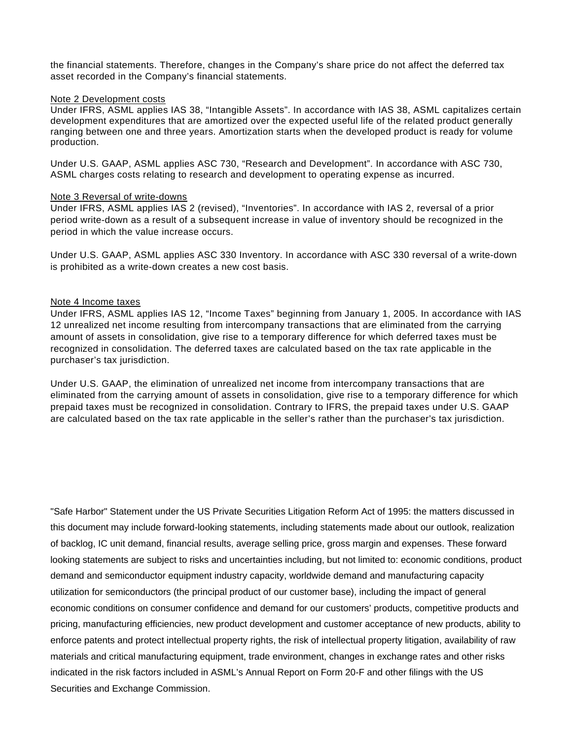the financial statements. Therefore, changes in the Company's share price do not affect the deferred tax asset recorded in the Company's financial statements.

Note 2 Development costs

Under IFRS, ASML applies IAS 38, "Intangible Assets". In accordance with IAS 38, ASML capitalizes certain development expenditures that are amortized over the expected useful life of the related product generally ranging between one and three years. Amortization starts when the developed product is ready for volume production.

Under U.S. GAAP, ASML applies ASC 730, "Research and Development". In accordance with ASC 730, ASML charges costs relating to research and development to operating expense as incurred.

Note 3 Reversal of write-downs

Under IFRS, ASML applies IAS 2 (revised), "Inventories". In accordance with IAS 2, reversal of a prior period write-down as a result of a subsequent increase in value of inventory should be recognized in the period in which the value increase occurs.

Under U.S. GAAP, ASML applies ASC 330 Inventory. In accordance with ASC 330 reversal of a write-down is prohibited as a write-down creates a new cost basis.

Note 4 Income taxes

Under IFRS, ASML applies IAS 12, "Income Taxes" beginning from January 1, 2005. In accordance with IAS 12 unrealized net income resulting from intercompany transactions that are eliminated from the carrying amount of assets in consolidation, give rise to a temporary difference for which deferred taxes must be recognized in consolidation. The deferred taxes are calculated based on the tax rate applicable in the purchaser's tax jurisdiction.

Under U.S. GAAP, the elimination of unrealized net income from intercompany transactions that are eliminated from the carrying amount of assets in consolidation, give rise to a temporary difference for which prepaid taxes must be recognized in consolidation. Contrary to IFRS, the prepaid taxes under U.S. GAAP are calculated based on the tax rate applicable in the seller's rather than the purchaser's tax jurisdiction.

"Safe Harbor" Statement under the US Private Securities Litigation Reform Act of 1995: the matters discussed in this document may include forward-looking statements, including statements made about our outlook, realization of backlog, IC unit demand, financial results, average selling price, gross margin and expenses. These forward looking statements are subject to risks and uncertainties including, but not limited to: economic conditions, product demand and semiconductor equipment industry capacity, worldwide demand and manufacturing capacity utilization for semiconductors (the principal product of our customer base), including the impact of general economic conditions on consumer confidence and demand for our customers' products, competitive products and pricing, manufacturing efficiencies, new product development and customer acceptance of new products, ability to enforce patents and protect intellectual property rights, the risk of intellectual property litigation, availability of raw materials and critical manufacturing equipment, trade environment, changes in exchange rates and other risks indicated in the risk factors included in ASML's Annual Report on Form 20-F and other filings with the US Securities and Exchange Commission.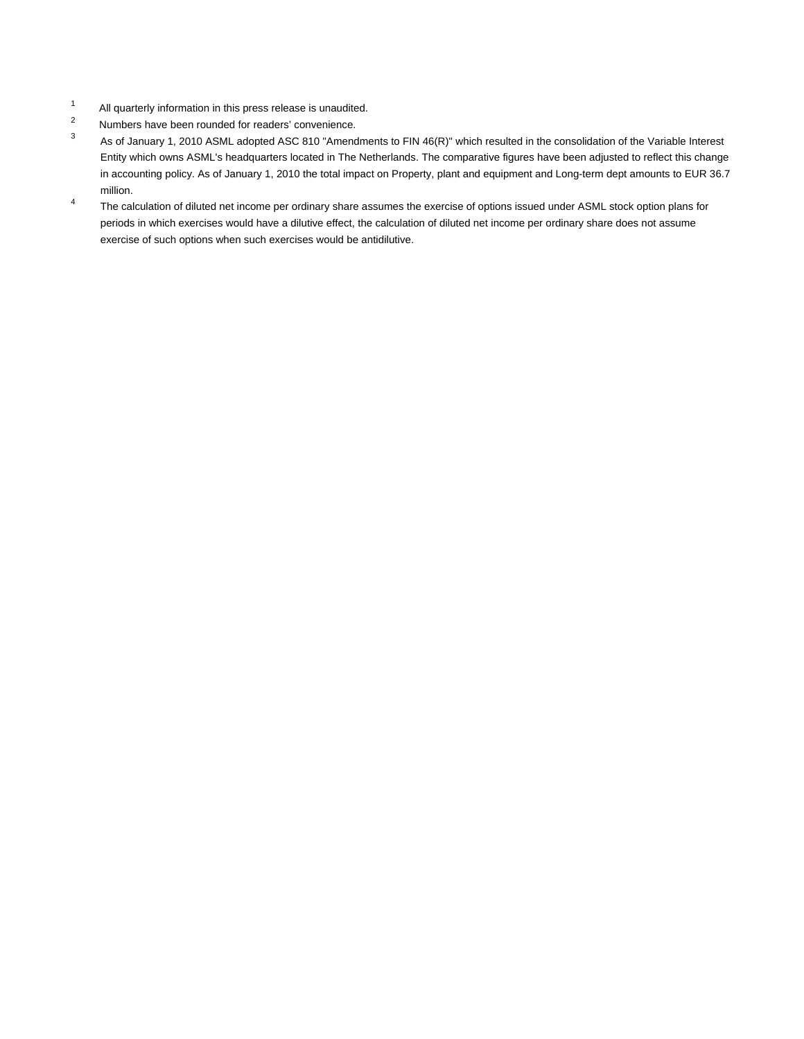[1] All quarterly information in this press release is unaudited.

[2] Numbers have been rounded for readers' convenience.

[3] As of January 1, 2010 ASML adopted ASC 810 "Amendments to FIN 46(R)" which resulted in the consolidation of the Variable Interest Entity which owns ASML's headquarters located in The Netherlands. The comparative figures have been adjusted to reflect this change in accounting policy. As of January 1, 2010 the total impact on Property, plant and equipment and Long-term dept amounts to EUR 36.7 million.

[4] The calculation of diluted net income per ordinary share assumes the exercise of options issued under ASML stock option plans for periods in which exercises would have a dilutive effect, the calculation of diluted net income per ordinary share does not assume exercise of such options when such exercises would be antidilutive.